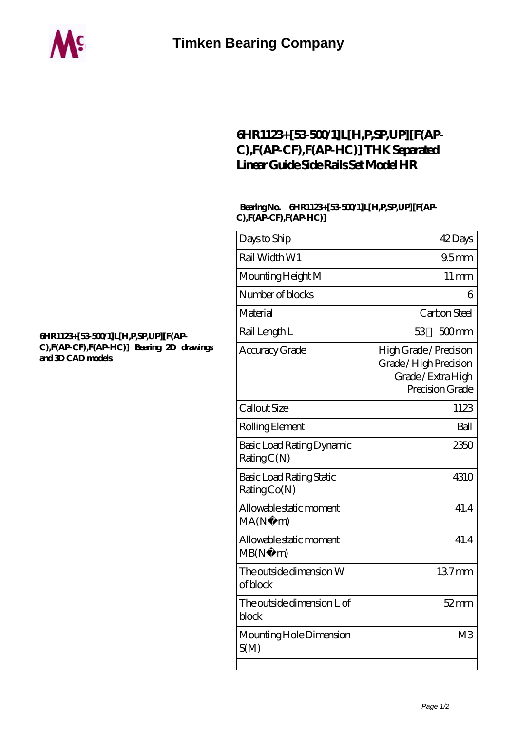# Timken Bearing Company

## 6HR1123+[53-500/1]L[H,P,SP,UP][F(AP-C),F(AP-CF),F(AP-HC)] THK Separated Linear Guide Side Rails Set Model HR

6HR1123+[53-500/1]L[H,P,SP,UP][F(AP-C),F(AP-CF),F(AP-HC)] Bearing 2D drawings and 3D CAD models

**Bearing No.** 6HR1123+[53-500/1]L[H,P,SP,UP][F(AP-C),F(AP-CF),F(AP-HC)]

| | |
|---|---|
| Days to Ship | 42 Days |
| Rail Width W1 | 9.5 mm |
| Mounting Height M | 11 mm |
| Number of blocks | 6 |
| Material | Carbon Steel |
| Rail Length L | 53～500 mm |
| Accuracy Grade | High Grade / Precision Grade / High Precision Grade / Extra High Precision Grade |
| Callout Size | 1123 |
| Rolling Element | Ball |
| Basic Load Rating Dynamic Rating C(N) | 2350 |
| Basic Load Rating Static Rating Co(N) | 4310 |
| Allowable static moment MA(N・m) | 41.4 |
| Allowable static moment MB(N・m) | 41.4 |
| The outside dimension W of block | 13.7 mm |
| The outside dimension L of block | 52 mm |
| Mounting Hole Dimension S(M) | M3 |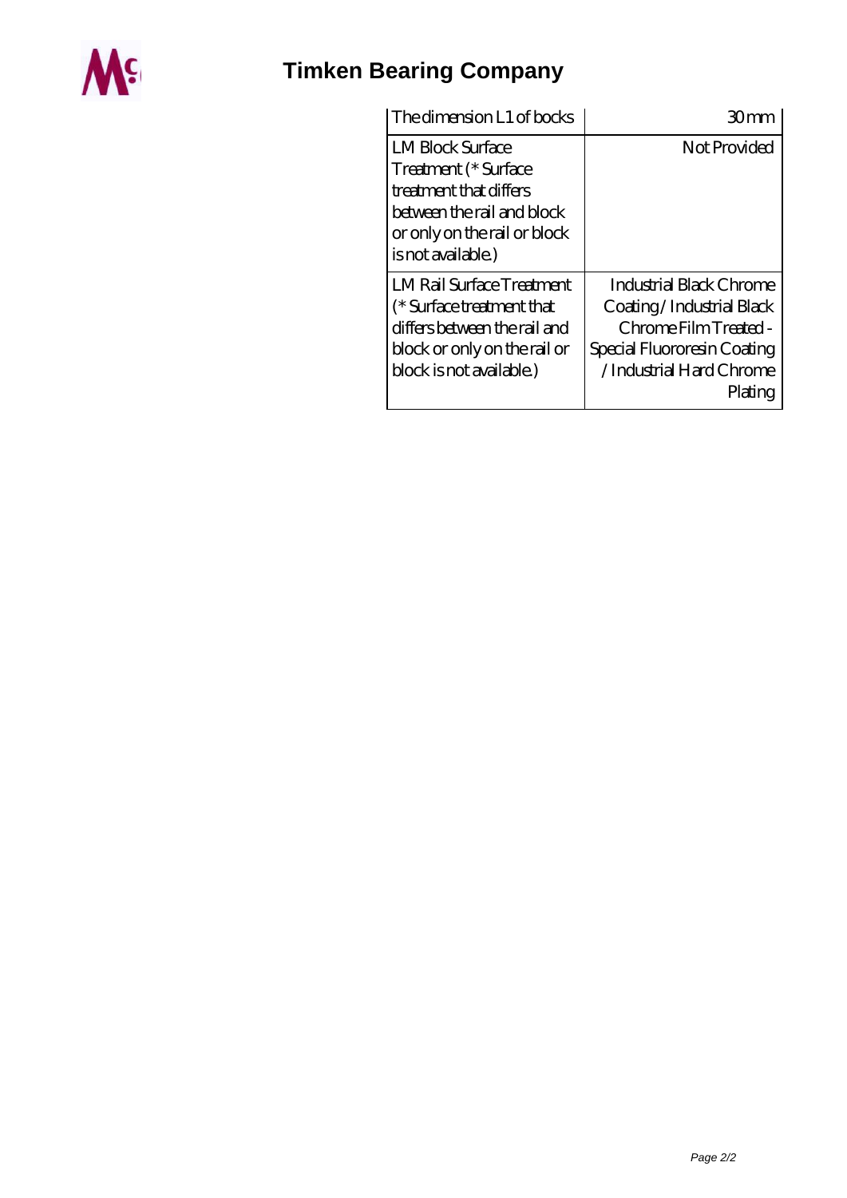| | |
|---|---|
| The dimension L1 of bocks | 30 mm |
| LM Block Surface Treatment (* Surface treatment that differs between the rail and block or only on the rail or block is not available.) | Not Provided |
| LM Rail Surface Treatment (* Surface treatment that differs between the rail and block or only on the rail or block is not available.) | Industrial Black Chrome Coating / Industrial Black Chrome Film Treated - Special Fluororesin Coating / Industrial Hard Chrome Plating |